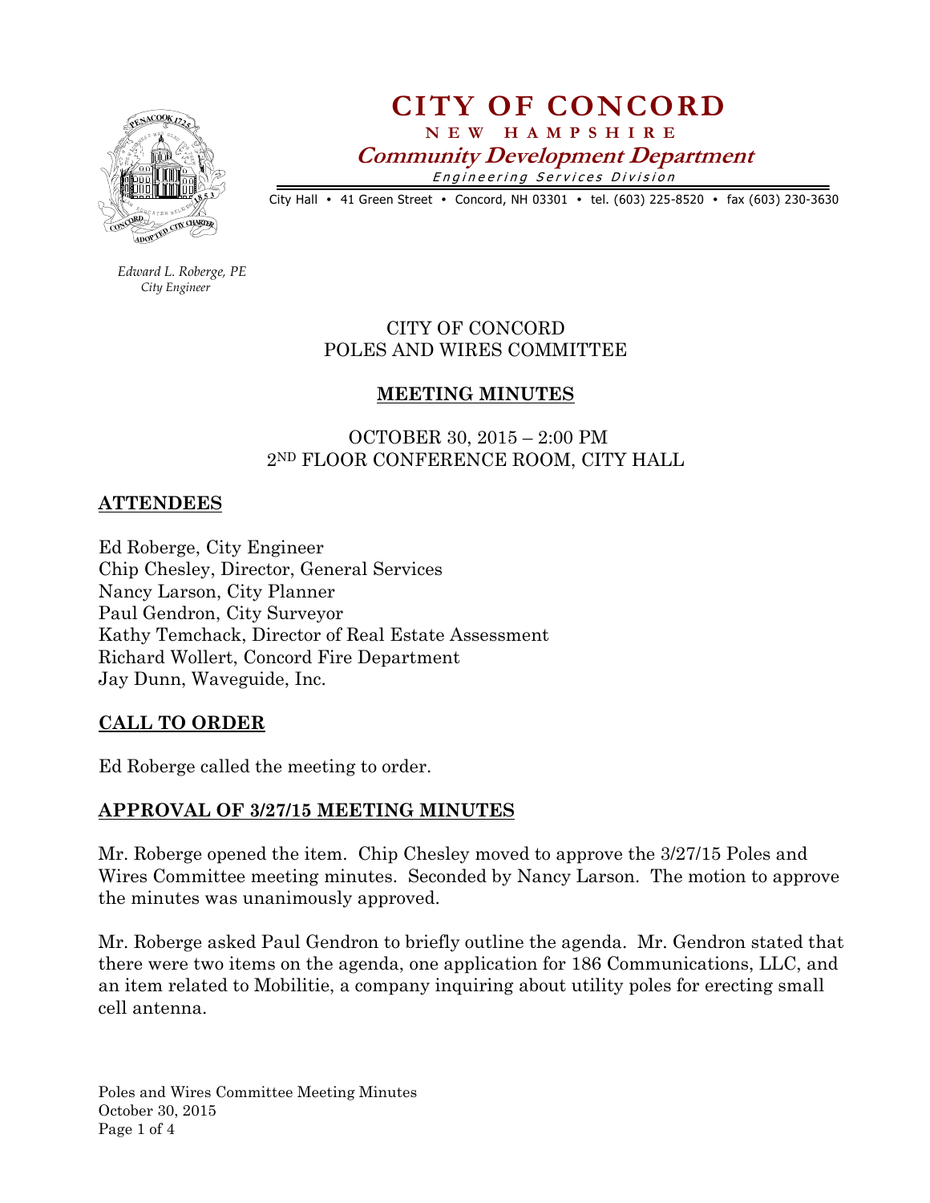# CITY OF CONCORD

**NEW HAMPSHIRE**

***Community Development Department***

*Engineering Services Division*

City Hall • 41 Green Street • Concord, NH 03301 • tel. (603) 225-8520 • fax (603) 230-3630

*Edward L. Roberge, PE*
*City Engineer*

CITY OF CONCORD
POLES AND WIRES COMMITTEE

## MEETING MINUTES

OCTOBER 30, 2015 – 2:00 PM
2ND FLOOR CONFERENCE ROOM, CITY HALL

## ATTENDEES

Ed Roberge, City Engineer
Chip Chesley, Director, General Services
Nancy Larson, City Planner
Paul Gendron, City Surveyor
Kathy Temchack, Director of Real Estate Assessment
Richard Wollert, Concord Fire Department
Jay Dunn, Waveguide, Inc.

## CALL TO ORDER

Ed Roberge called the meeting to order.

## APPROVAL OF 3/27/15 MEETING MINUTES

Mr. Roberge opened the item. Chip Chesley moved to approve the 3/27/15 Poles and Wires Committee meeting minutes. Seconded by Nancy Larson. The motion to approve the minutes was unanimously approved.

Mr. Roberge asked Paul Gendron to briefly outline the agenda. Mr. Gendron stated that there were two items on the agenda, one application for 186 Communications, LLC, and an item related to Mobilitie, a company inquiring about utility poles for erecting small cell antenna.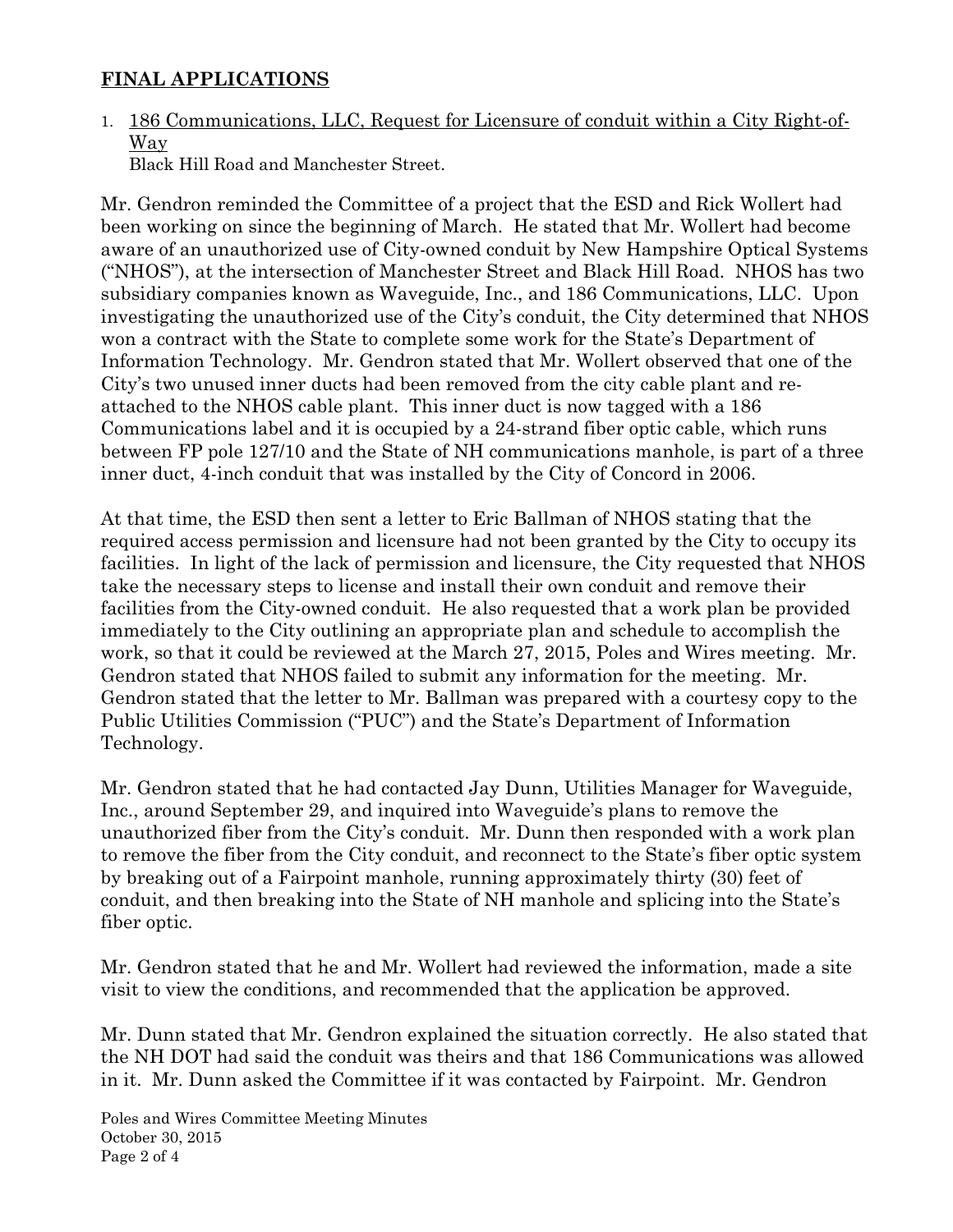## FINAL APPLICATIONS

1. <u>186 Communications, LLC, Request for Licensure of conduit within a City Right-of-Way</u>
   Black Hill Road and Manchester Street.

Mr. Gendron reminded the Committee of a project that the ESD and Rick Wollert had been working on since the beginning of March. He stated that Mr. Wollert had become aware of an unauthorized use of City-owned conduit by New Hampshire Optical Systems ("NHOS"), at the intersection of Manchester Street and Black Hill Road. NHOS has two subsidiary companies known as Waveguide, Inc., and 186 Communications, LLC. Upon investigating the unauthorized use of the City's conduit, the City determined that NHOS won a contract with the State to complete some work for the State's Department of Information Technology. Mr. Gendron stated that Mr. Wollert observed that one of the City's two unused inner ducts had been removed from the city cable plant and re-attached to the NHOS cable plant. This inner duct is now tagged with a 186 Communications label and it is occupied by a 24-strand fiber optic cable, which runs between FP pole 127/10 and the State of NH communications manhole, is part of a three inner duct, 4-inch conduit that was installed by the City of Concord in 2006.

At that time, the ESD then sent a letter to Eric Ballman of NHOS stating that the required access permission and licensure had not been granted by the City to occupy its facilities. In light of the lack of permission and licensure, the City requested that NHOS take the necessary steps to license and install their own conduit and remove their facilities from the City-owned conduit. He also requested that a work plan be provided immediately to the City outlining an appropriate plan and schedule to accomplish the work, so that it could be reviewed at the March 27, 2015, Poles and Wires meeting. Mr. Gendron stated that NHOS failed to submit any information for the meeting. Mr. Gendron stated that the letter to Mr. Ballman was prepared with a courtesy copy to the Public Utilities Commission ("PUC") and the State's Department of Information Technology.

Mr. Gendron stated that he had contacted Jay Dunn, Utilities Manager for Waveguide, Inc., around September 29, and inquired into Waveguide's plans to remove the unauthorized fiber from the City's conduit. Mr. Dunn then responded with a work plan to remove the fiber from the City conduit, and reconnect to the State's fiber optic system by breaking out of a Fairpoint manhole, running approximately thirty (30) feet of conduit, and then breaking into the State of NH manhole and splicing into the State's fiber optic.

Mr. Gendron stated that he and Mr. Wollert had reviewed the information, made a site visit to view the conditions, and recommended that the application be approved.

Mr. Dunn stated that Mr. Gendron explained the situation correctly. He also stated that the NH DOT had said the conduit was theirs and that 186 Communications was allowed in it. Mr. Dunn asked the Committee if it was contacted by Fairpoint. Mr. Gendron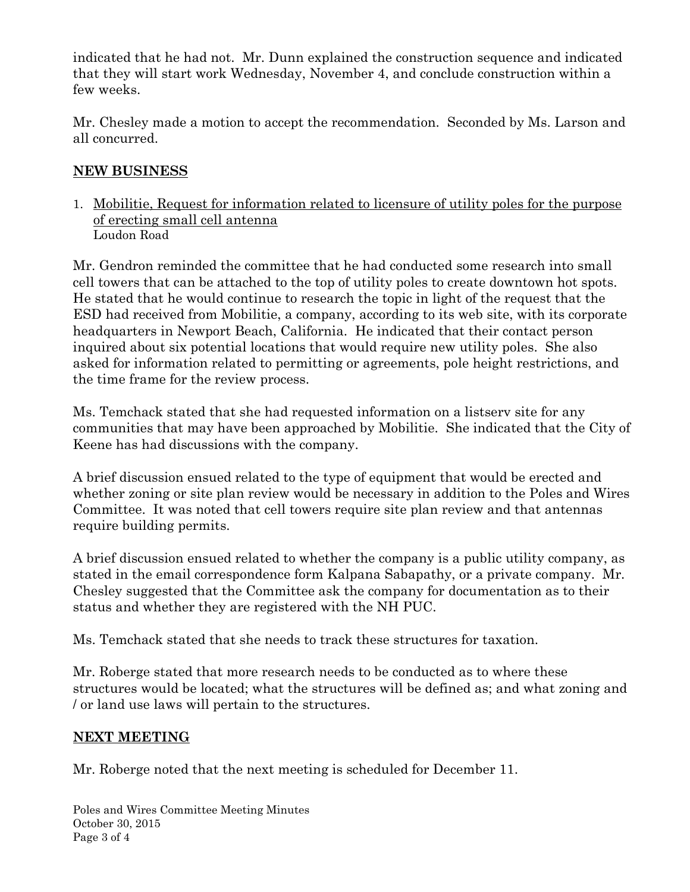indicated that he had not. Mr. Dunn explained the construction sequence and indicated that they will start work Wednesday, November 4, and conclude construction within a few weeks.

Mr. Chesley made a motion to accept the recommendation. Seconded by Ms. Larson and all concurred.

## NEW BUSINESS

1. Mobilitie, Request for information related to licensure of utility poles for the purpose of erecting small cell antenna
   Loudon Road

Mr. Gendron reminded the committee that he had conducted some research into small cell towers that can be attached to the top of utility poles to create downtown hot spots. He stated that he would continue to research the topic in light of the request that the ESD had received from Mobilitie, a company, according to its web site, with its corporate headquarters in Newport Beach, California. He indicated that their contact person inquired about six potential locations that would require new utility poles. She also asked for information related to permitting or agreements, pole height restrictions, and the time frame for the review process.

Ms. Temchack stated that she had requested information on a listserv site for any communities that may have been approached by Mobilitie. She indicated that the City of Keene has had discussions with the company.

A brief discussion ensued related to the type of equipment that would be erected and whether zoning or site plan review would be necessary in addition to the Poles and Wires Committee. It was noted that cell towers require site plan review and that antennas require building permits.

A brief discussion ensued related to whether the company is a public utility company, as stated in the email correspondence form Kalpana Sabapathy, or a private company. Mr. Chesley suggested that the Committee ask the company for documentation as to their status and whether they are registered with the NH PUC.

Ms. Temchack stated that she needs to track these structures for taxation.

Mr. Roberge stated that more research needs to be conducted as to where these structures would be located; what the structures will be defined as; and what zoning and / or land use laws will pertain to the structures.

## NEXT MEETING

Mr. Roberge noted that the next meeting is scheduled for December 11.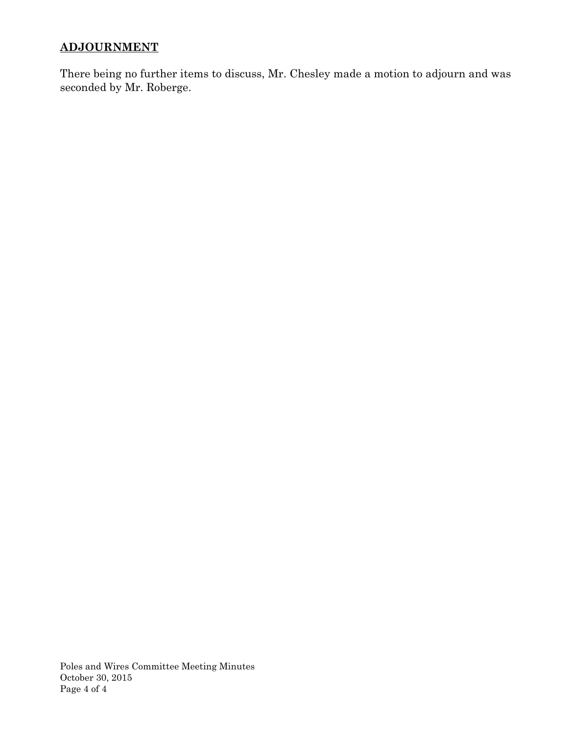## **ADJOURNMENT**

There being no further items to discuss, Mr. Chesley made a motion to adjourn and was seconded by Mr. Roberge.